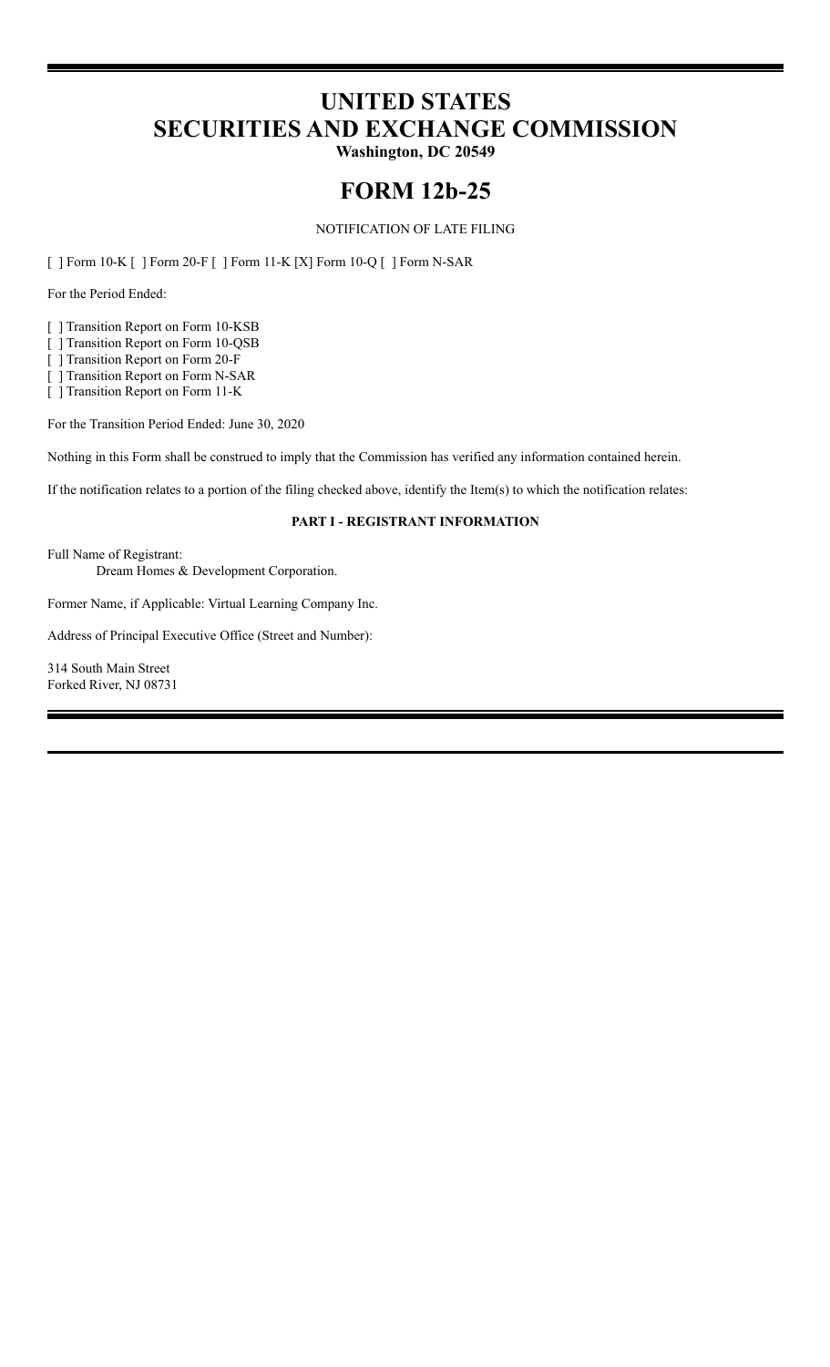# UNITED STATES
# SECURITIES AND EXCHANGE COMMISSION

**Washington, DC 20549**

# FORM 12b-25

NOTIFICATION OF LATE FILING

[ ] Form 10-K [ ] Form 20-F [ ] Form 11-K [X] Form 10-Q [ ] Form N-SAR

For the Period Ended:

[ ] Transition Report on Form 10-KSB
[ ] Transition Report on Form 10-QSB
[ ] Transition Report on Form 20-F
[ ] Transition Report on Form N-SAR
[ ] Transition Report on Form 11-K

For the Transition Period Ended: June 30, 2020

Nothing in this Form shall be construed to imply that the Commission has verified any information contained herein.

If the notification relates to a portion of the filing checked above, identify the Item(s) to which the notification relates:

**PART I - REGISTRANT INFORMATION**

Full Name of Registrant:
Dream Homes & Development Corporation.

Former Name, if Applicable: Virtual Learning Company Inc.

Address of Principal Executive Office (Street and Number):

314 South Main Street
Forked River, NJ 08731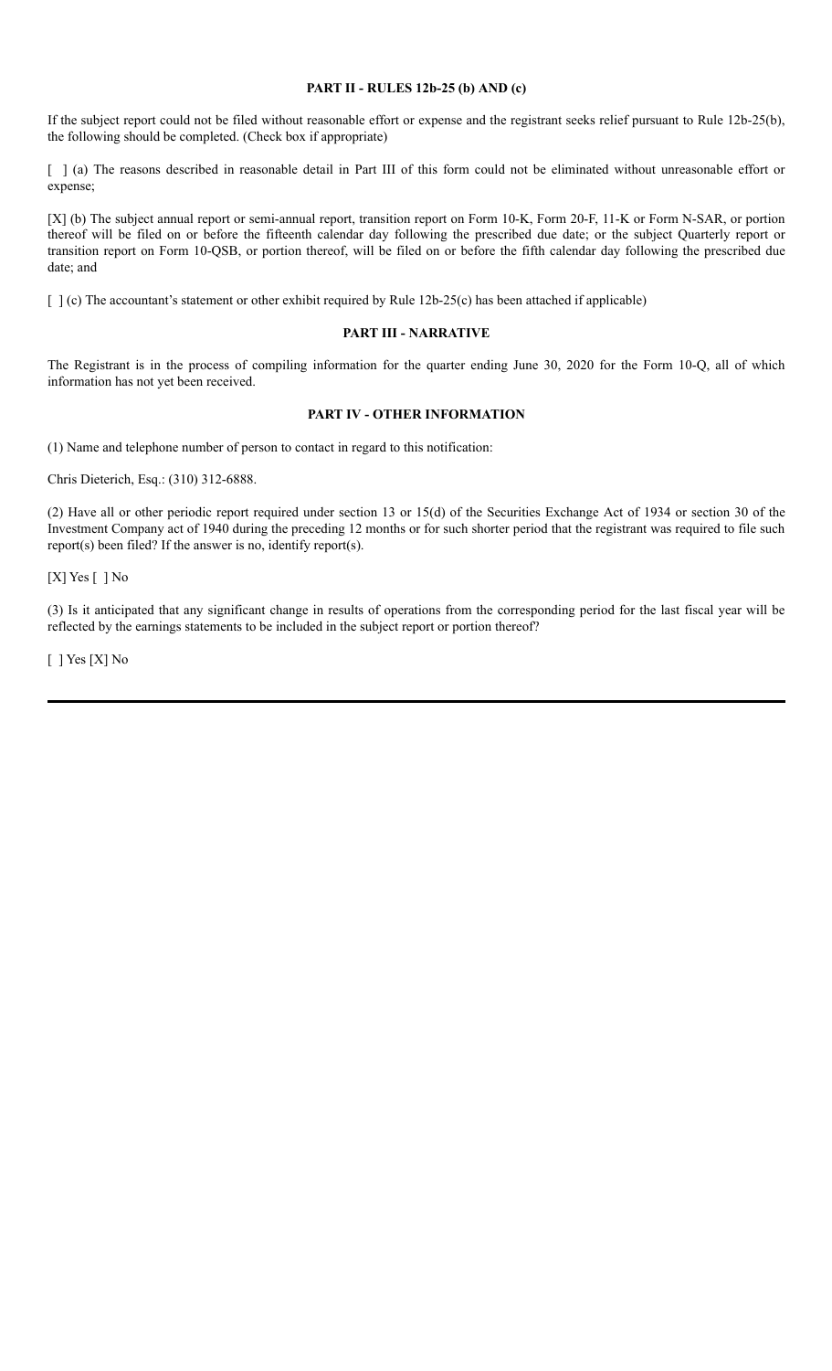## PART II - RULES 12b-25 (b) AND (c)

If the subject report could not be filed without reasonable effort or expense and the registrant seeks relief pursuant to Rule 12b-25(b), the following should be completed. (Check box if appropriate)

[ ] (a) The reasons described in reasonable detail in Part III of this form could not be eliminated without unreasonable effort or expense;

[X] (b) The subject annual report or semi-annual report, transition report on Form 10-K, Form 20-F, 11-K or Form N-SAR, or portion thereof will be filed on or before the fifteenth calendar day following the prescribed due date; or the subject Quarterly report or transition report on Form 10-QSB, or portion thereof, will be filed on or before the fifth calendar day following the prescribed due date; and

[ ] (c) The accountant's statement or other exhibit required by Rule 12b-25(c) has been attached if applicable)

## PART III - NARRATIVE

The Registrant is in the process of compiling information for the quarter ending June 30, 2020 for the Form 10-Q, all of which information has not yet been received.

## PART IV - OTHER INFORMATION

(1) Name and telephone number of person to contact in regard to this notification:

Chris Dieterich, Esq.: (310) 312-6888.

(2) Have all or other periodic report required under section 13 or 15(d) of the Securities Exchange Act of 1934 or section 30 of the Investment Company act of 1940 during the preceding 12 months or for such shorter period that the registrant was required to file such report(s) been filed? If the answer is no, identify report(s).

[X] Yes [ ] No

(3) Is it anticipated that any significant change in results of operations from the corresponding period for the last fiscal year will be reflected by the earnings statements to be included in the subject report or portion thereof?

[ ] Yes [X] No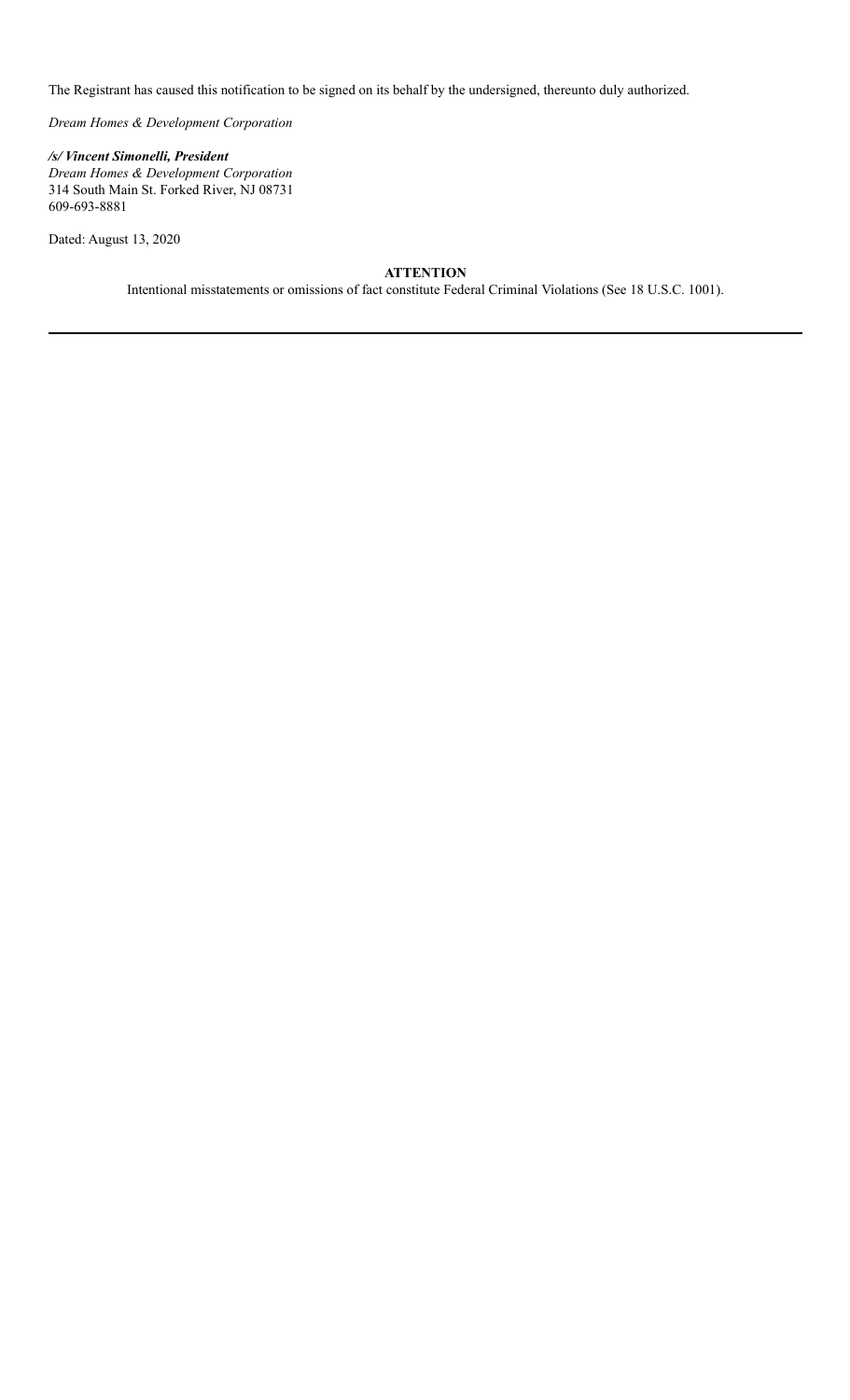The Registrant has caused this notification to be signed on its behalf by the undersigned, thereunto duly authorized.

*Dream Homes & Development Corporation*

***/s/ Vincent Simonelli, President***
*Dream Homes & Development Corporation*
314 South Main St. Forked River, NJ 08731
609-693-8881

Dated: August 13, 2020

**ATTENTION**

Intentional misstatements or omissions of fact constitute Federal Criminal Violations (See 18 U.S.C. 1001).